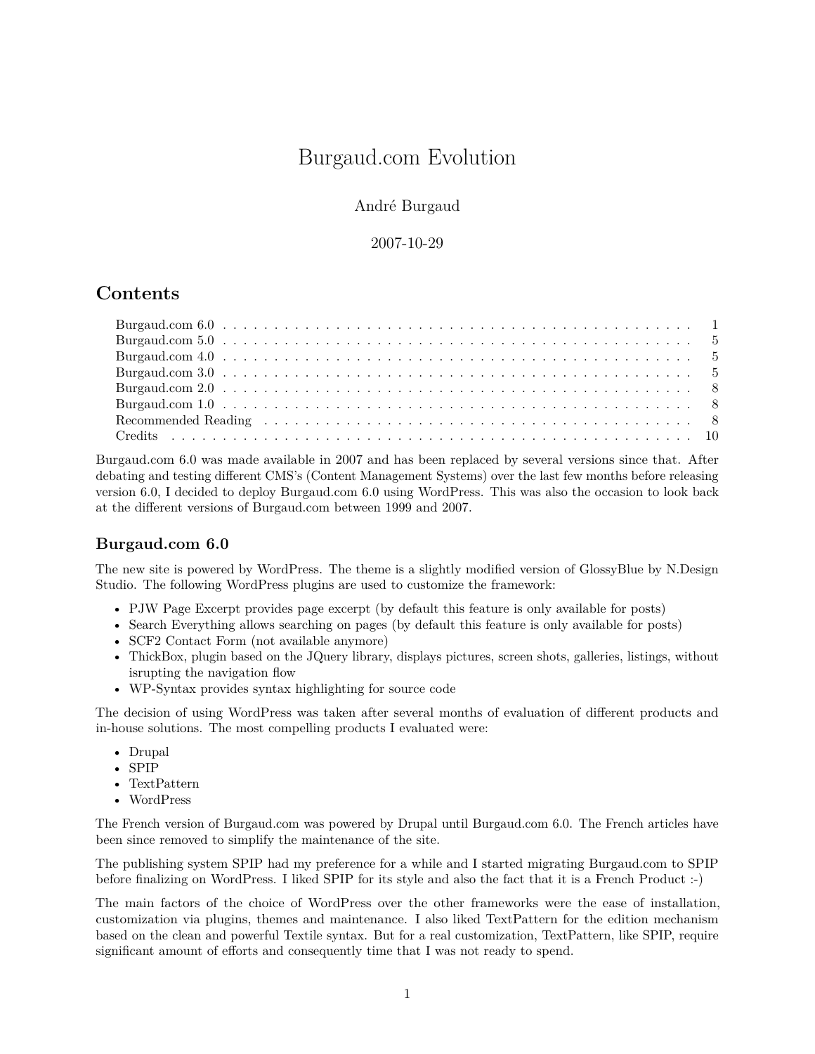# Burgaud.com Evolution

André Burgaud

2007-10-29

## Contents

- Burgaud.com 6.0 . . . 1
- Burgaud.com 5.0 . . . 5
- Burgaud.com 4.0 . . . 5
- Burgaud.com 3.0 . . . 5
- Burgaud.com 2.0 . . . 8
- Burgaud.com 1.0 . . . 8
- Recommended Reading . . . 8
- Credits . . . 10

Burgaud.com 6.0 was made available in 2007 and has been replaced by several versions since that. After debating and testing different CMS's (Content Management Systems) over the last few months before releasing version 6.0, I decided to deploy Burgaud.com 6.0 using WordPress. This was also the occasion to look back at the different versions of Burgaud.com between 1999 and 2007.

## Burgaud.com 6.0

The new site is powered by WordPress. The theme is a slightly modified version of GlossyBlue by N.Design Studio. The following WordPress plugins are used to customize the framework:

- PJW Page Excerpt provides page excerpt (by default this feature is only available for posts)
- Search Everything allows searching on pages (by default this feature is only available for posts)
- SCF2 Contact Form (not available anymore)
- ThickBox, plugin based on the JQuery library, displays pictures, screen shots, galleries, listings, without isrupting the navigation flow
- WP-Syntax provides syntax highlighting for source code

The decision of using WordPress was taken after several months of evaluation of different products and in-house solutions. The most compelling products I evaluated were:

- Drupal
- SPIP
- TextPattern
- WordPress

The French version of Burgaud.com was powered by Drupal until Burgaud.com 6.0. The French articles have been since removed to simplify the maintenance of the site.

The publishing system SPIP had my preference for a while and I started migrating Burgaud.com to SPIP before finalizing on WordPress. I liked SPIP for its style and also the fact that it is a French Product :-)

The main factors of the choice of WordPress over the other frameworks were the ease of installation, customization via plugins, themes and maintenance. I also liked TextPattern for the edition mechanism based on the clean and powerful Textile syntax. But for a real customization, TextPattern, like SPIP, require significant amount of efforts and consequently time that I was not ready to spend.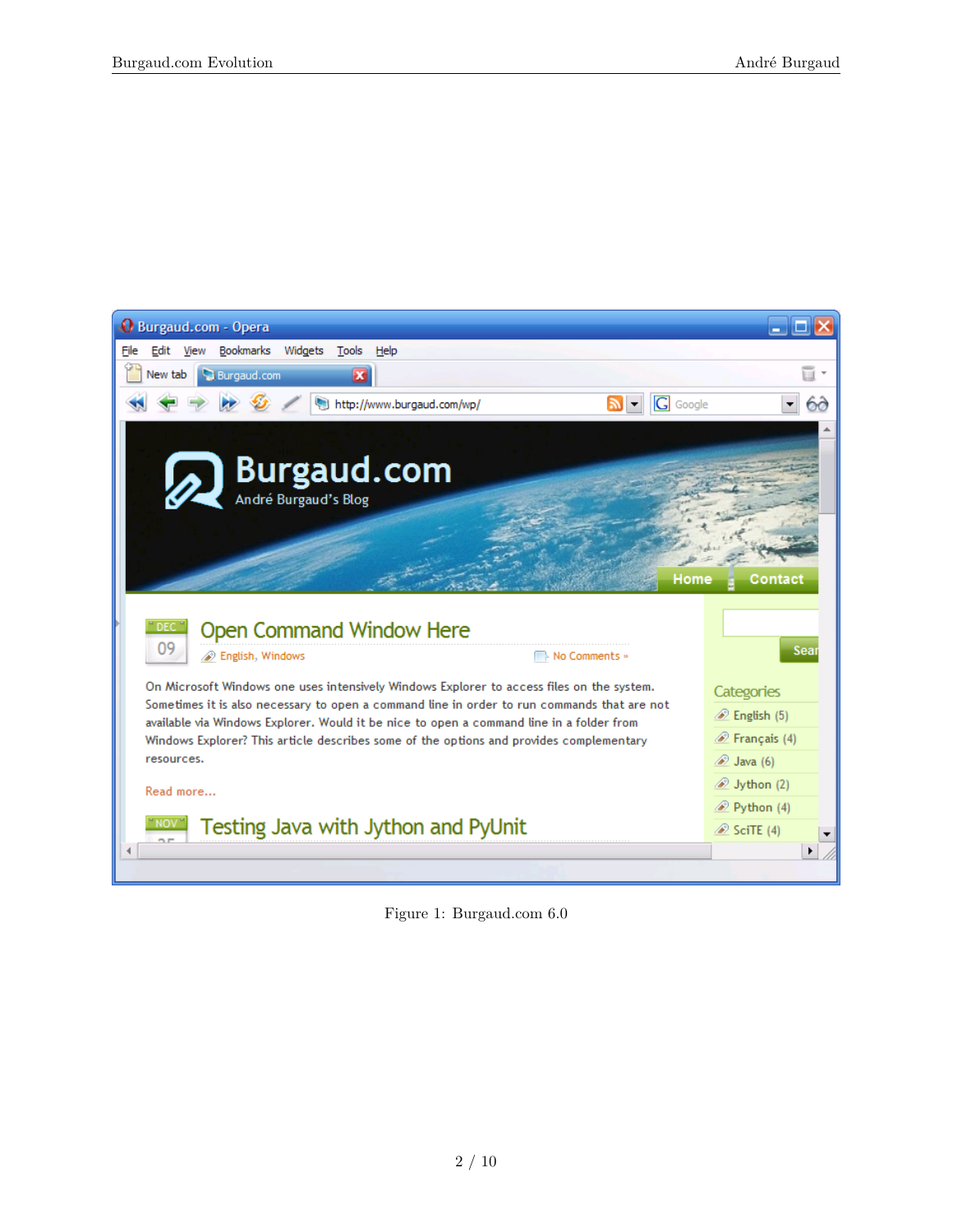Figure 1: Burgaud.com 6.0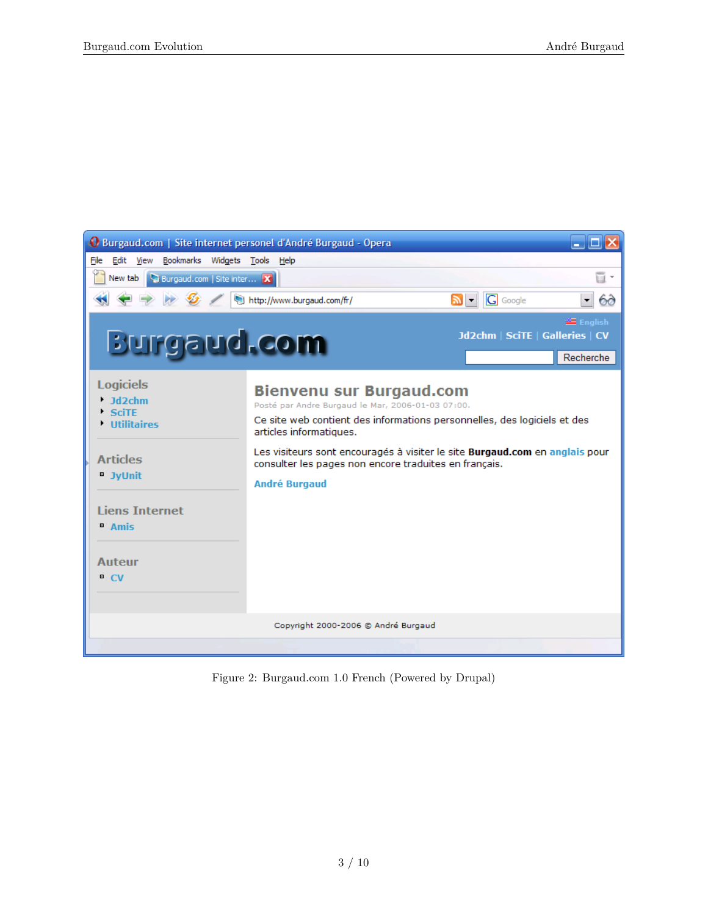Figure 2: Burgaud.com 1.0 French (Powered by Drupal)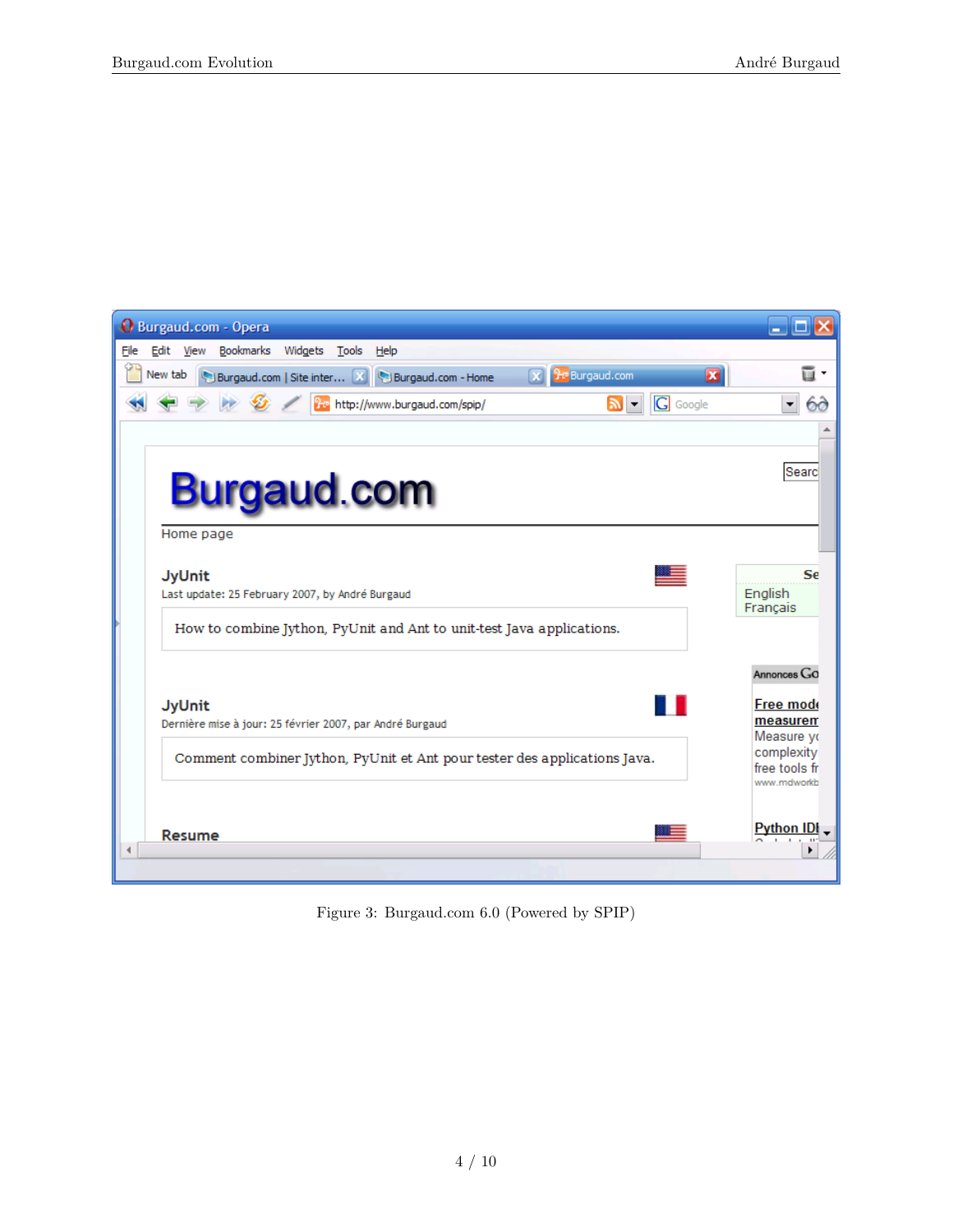Figure 3: Burgaud.com 6.0 (Powered by SPIP)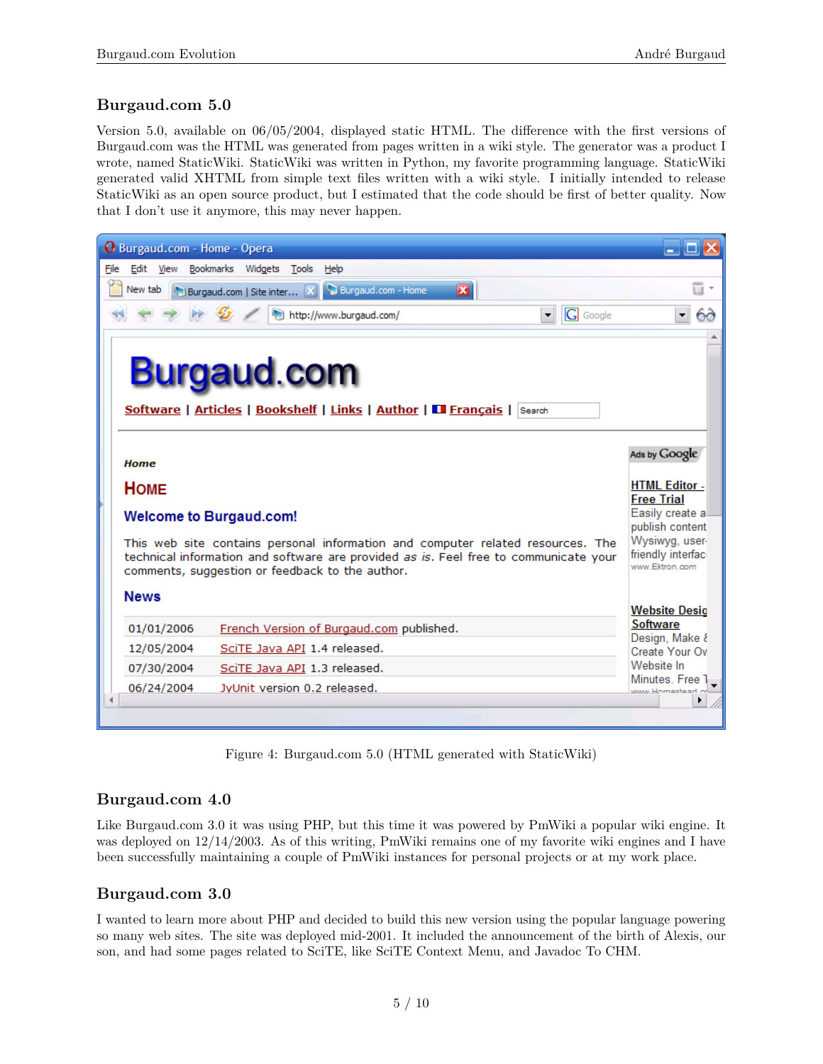## Burgaud.com 5.0

Version 5.0, available on 06/05/2004, displayed static HTML. The difference with the first versions of Burgaud.com was the HTML was generated from pages written in a wiki style. The generator was a product I wrote, named StaticWiki. StaticWiki was written in Python, my favorite programming language. StaticWiki generated valid XHTML from simple text files written with a wiki style. I initially intended to release StaticWiki as an open source product, but I estimated that the code should be first of better quality. Now that I don't use it anymore, this may never happen.

Figure 4: Burgaud.com 5.0 (HTML generated with StaticWiki)

## Burgaud.com 4.0

Like Burgaud.com 3.0 it was using PHP, but this time it was powered by PmWiki a popular wiki engine. It was deployed on 12/14/2003. As of this writing, PmWiki remains one of my favorite wiki engines and I have been successfully maintaining a couple of PmWiki instances for personal projects or at my work place.

## Burgaud.com 3.0

I wanted to learn more about PHP and decided to build this new version using the popular language powering so many web sites. The site was deployed mid-2001. It included the announcement of the birth of Alexis, our son, and had some pages related to SciTE, like SciTE Context Menu, and Javadoc To CHM.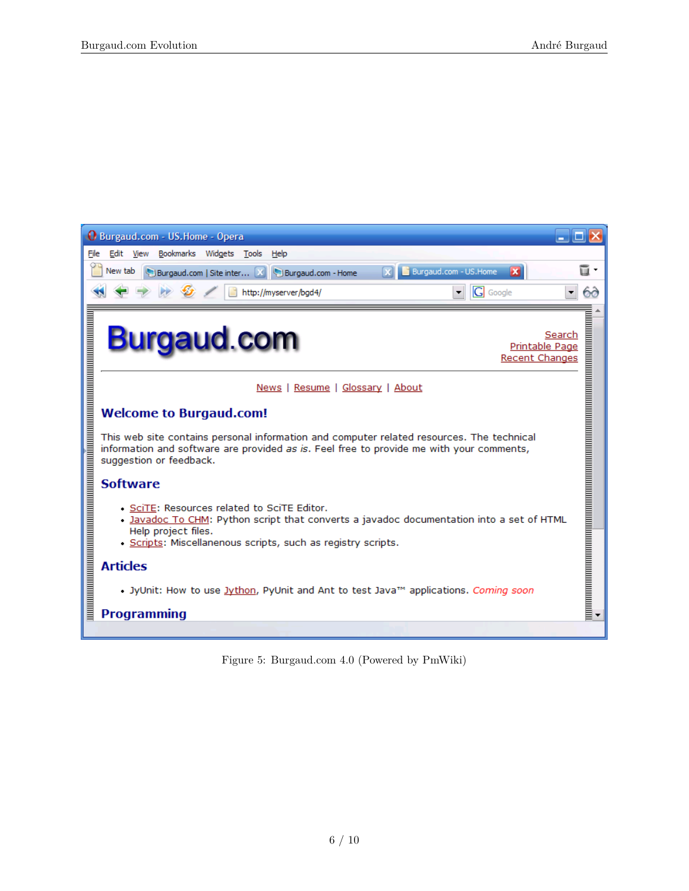Figure 5: Burgaud.com 4.0 (Powered by PmWiki)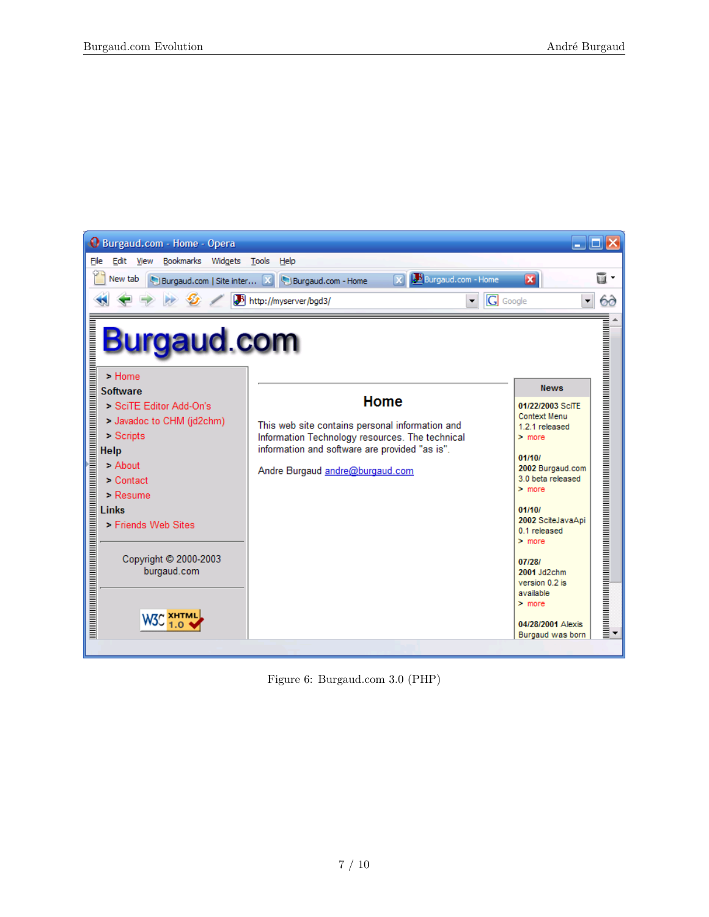Figure 6: Burgaud.com 3.0 (PHP)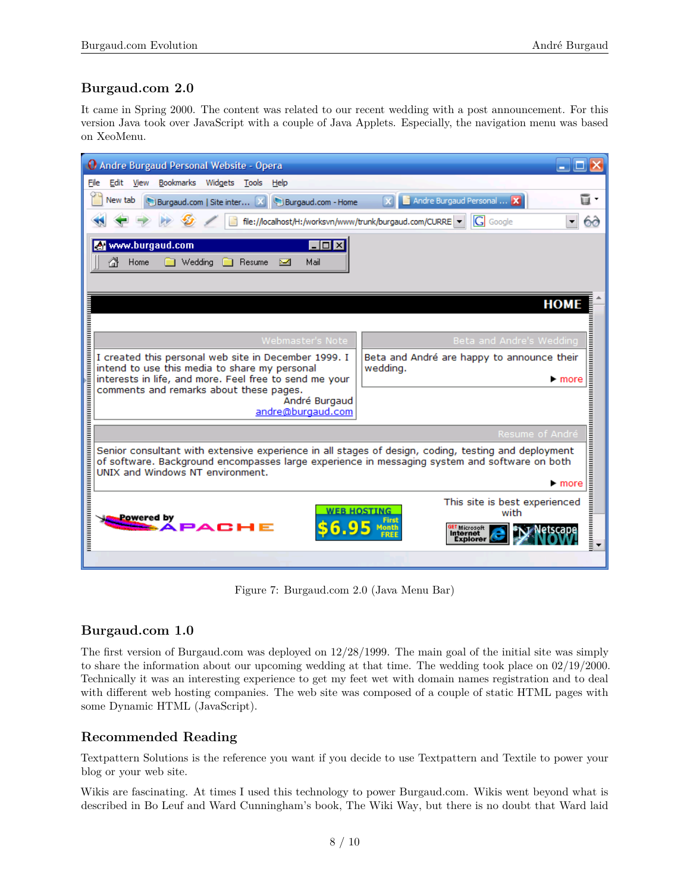## Burgaud.com 2.0

It came in Spring 2000. The content was related to our recent wedding with a post announcement. For this version Java took over JavaScript with a couple of Java Applets. Especially, the navigation menu was based on XeoMenu.

Figure 7: Burgaud.com 2.0 (Java Menu Bar)

## Burgaud.com 1.0

The first version of Burgaud.com was deployed on 12/28/1999. The main goal of the initial site was simply to share the information about our upcoming wedding at that time. The wedding took place on 02/19/2000. Technically it was an interesting experience to get my feet wet with domain names registration and to deal with different web hosting companies. The web site was composed of a couple of static HTML pages with some Dynamic HTML (JavaScript).

## Recommended Reading

Textpattern Solutions is the reference you want if you decide to use Textpattern and Textile to power your blog or your web site.

Wikis are fascinating. At times I used this technology to power Burgaud.com. Wikis went beyond what is described in Bo Leuf and Ward Cunningham's book, The Wiki Way, but there is no doubt that Ward laid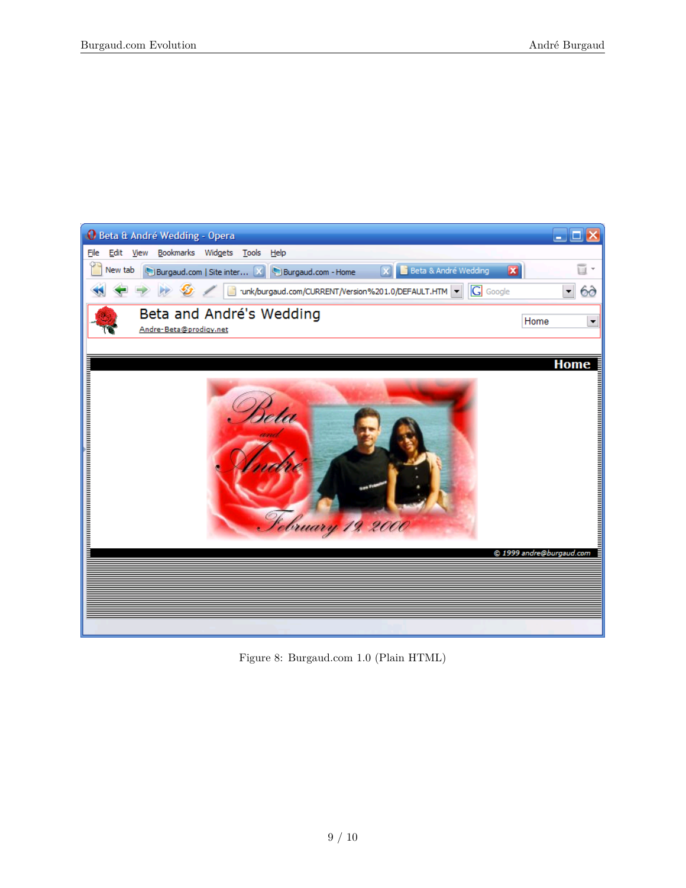Figure 8: Burgaud.com 1.0 (Plain HTML)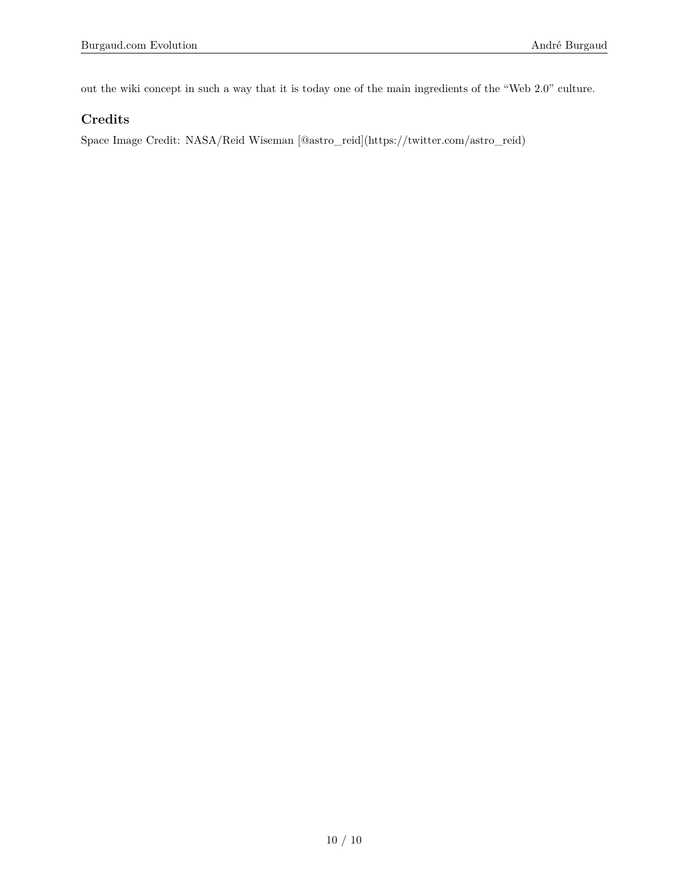out the wiki concept in such a way that it is today one of the main ingredients of the "Web 2.0" culture.

## Credits

Space Image Credit: NASA/Reid Wiseman [@astro_reid](https://twitter.com/astro_reid)